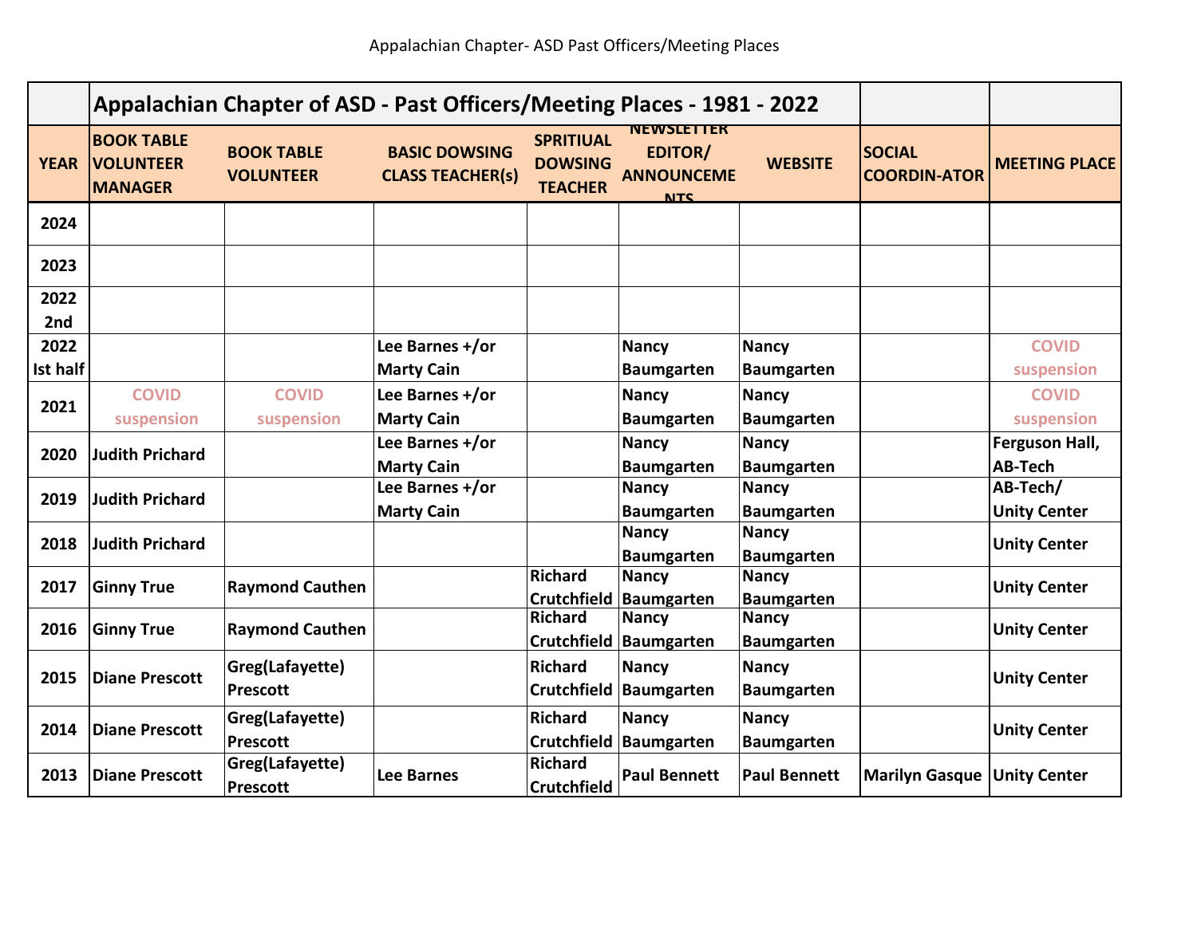| | Appalachian Chapter of ASD - Past Officers/Meeting Places - 1981 - 2022 | | | | | | | |
|---|---|---|---|---|---|---|---|---|
| YEAR | BOOK TABLE VOLUNTEER MANAGER | BOOK TABLE VOLUNTEER | BASIC DOWSING CLASS TEACHER(s) | SPRITIUAL DOWSING TEACHER | NEWSLETTER EDITOR/ ANNOUNCEMENTS | WEBSITE | SOCIAL COORDIN-ATOR | MEETING PLACE |
| 2024 | | | | | | | | |
| 2023 | | | | | | | | |
| 2022 2nd | | | | | | | | |
| 2022 Ist half | | | Lee Barnes +/or Marty Cain | | Nancy Baumgarten | Nancy Baumgarten | | COVID suspension |
| 2021 | COVID suspension | COVID suspension | Lee Barnes +/or Marty Cain | | Nancy Baumgarten | Nancy Baumgarten | | COVID suspension |
| 2020 | Judith Prichard | | Lee Barnes +/or Marty Cain | | Nancy Baumgarten | Nancy Baumgarten | | Ferguson Hall, AB-Tech |
| 2019 | Judith Prichard | | Lee Barnes +/or Marty Cain | | Nancy Baumgarten | Nancy Baumgarten | | AB-Tech/ Unity Center |
| 2018 | Judith Prichard | | | | Nancy Baumgarten | Nancy Baumgarten | | Unity Center |
| 2017 | Ginny True | Raymond Cauthen | | Richard Crutchfield | Nancy Baumgarten | Nancy Baumgarten | | Unity Center |
| 2016 | Ginny True | Raymond Cauthen | | Richard Crutchfield | Nancy Baumgarten | Nancy Baumgarten | | Unity Center |
| 2015 | Diane Prescott | Greg(Lafayette) Prescott | | Richard Crutchfield | Nancy Baumgarten | Nancy Baumgarten | | Unity Center |
| 2014 | Diane Prescott | Greg(Lafayette) Prescott | | Richard Crutchfield | Nancy Baumgarten | Nancy Baumgarten | | Unity Center |
| 2013 | Diane Prescott | Greg(Lafayette) Prescott | Lee Barnes | Richard Crutchfield | Paul Bennett | Paul Bennett | Marilyn Gasque | Unity Center |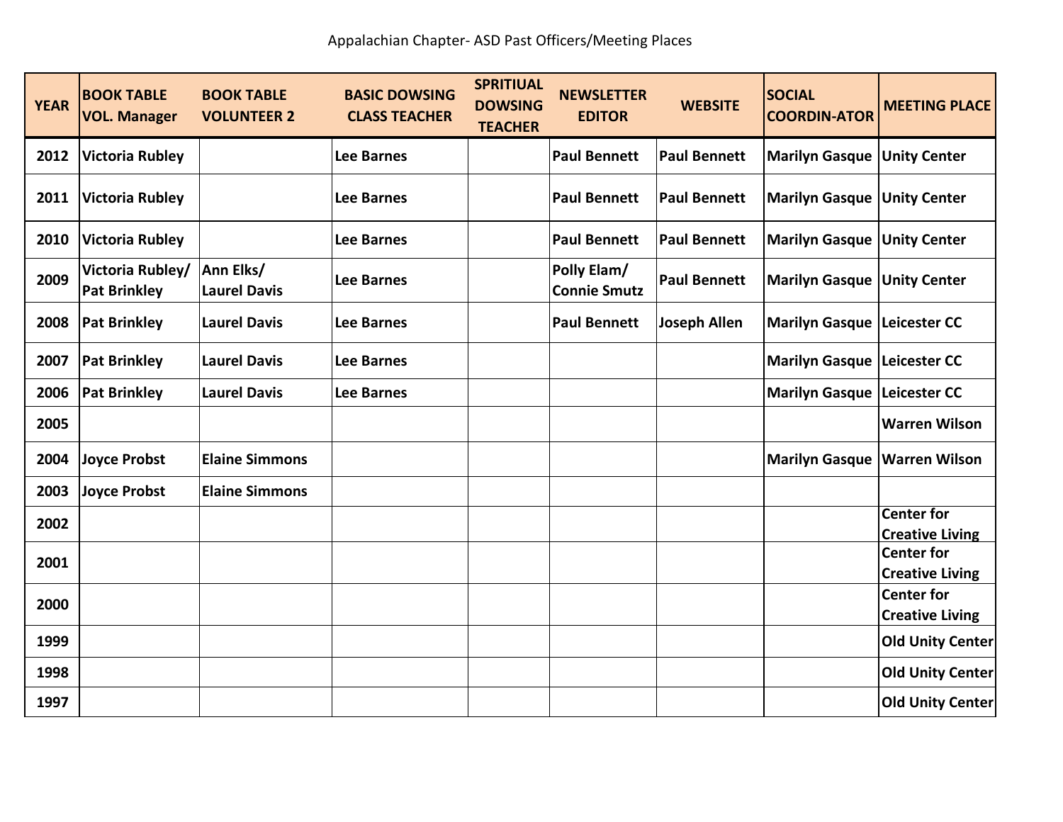Appalachian Chapter- ASD Past Officers/Meeting Places

| YEAR | BOOK TABLE VOL. Manager | BOOK TABLE VOLUNTEER 2 | BASIC DOWSING CLASS TEACHER | SPRITIUAL DOWSING TEACHER | NEWSLETTER EDITOR | WEBSITE | SOCIAL COORDIN-ATOR | MEETING PLACE |
|---|---|---|---|---|---|---|---|---|
| 2012 | Victoria Rubley | | Lee Barnes | | Paul Bennett | Paul Bennett | Marilyn Gasque | Unity Center |
| 2011 | Victoria Rubley | | Lee Barnes | | Paul Bennett | Paul Bennett | Marilyn Gasque | Unity Center |
| 2010 | Victoria Rubley | | Lee Barnes | | Paul Bennett | Paul Bennett | Marilyn Gasque | Unity Center |
| 2009 | Victoria Rubley/ Pat Brinkley | Ann Elks/ Laurel Davis | Lee Barnes | | Polly Elam/ Connie Smutz | Paul Bennett | Marilyn Gasque | Unity Center |
| 2008 | Pat Brinkley | Laurel Davis | Lee Barnes | | Paul Bennett | Joseph Allen | Marilyn Gasque | Leicester CC |
| 2007 | Pat Brinkley | Laurel Davis | Lee Barnes | | | | Marilyn Gasque | Leicester CC |
| 2006 | Pat Brinkley | Laurel Davis | Lee Barnes | | | | Marilyn Gasque | Leicester CC |
| 2005 | | | | | | | | Warren Wilson |
| 2004 | Joyce Probst | Elaine Simmons | | | | | Marilyn Gasque | Warren Wilson |
| 2003 | Joyce Probst | Elaine Simmons | | | | | | |
| 2002 | | | | | | | | Center for Creative Living |
| 2001 | | | | | | | | Center for Creative Living |
| 2000 | | | | | | | | Center for Creative Living |
| 1999 | | | | | | | | Old Unity Center |
| 1998 | | | | | | | | Old Unity Center |
| 1997 | | | | | | | | Old Unity Center |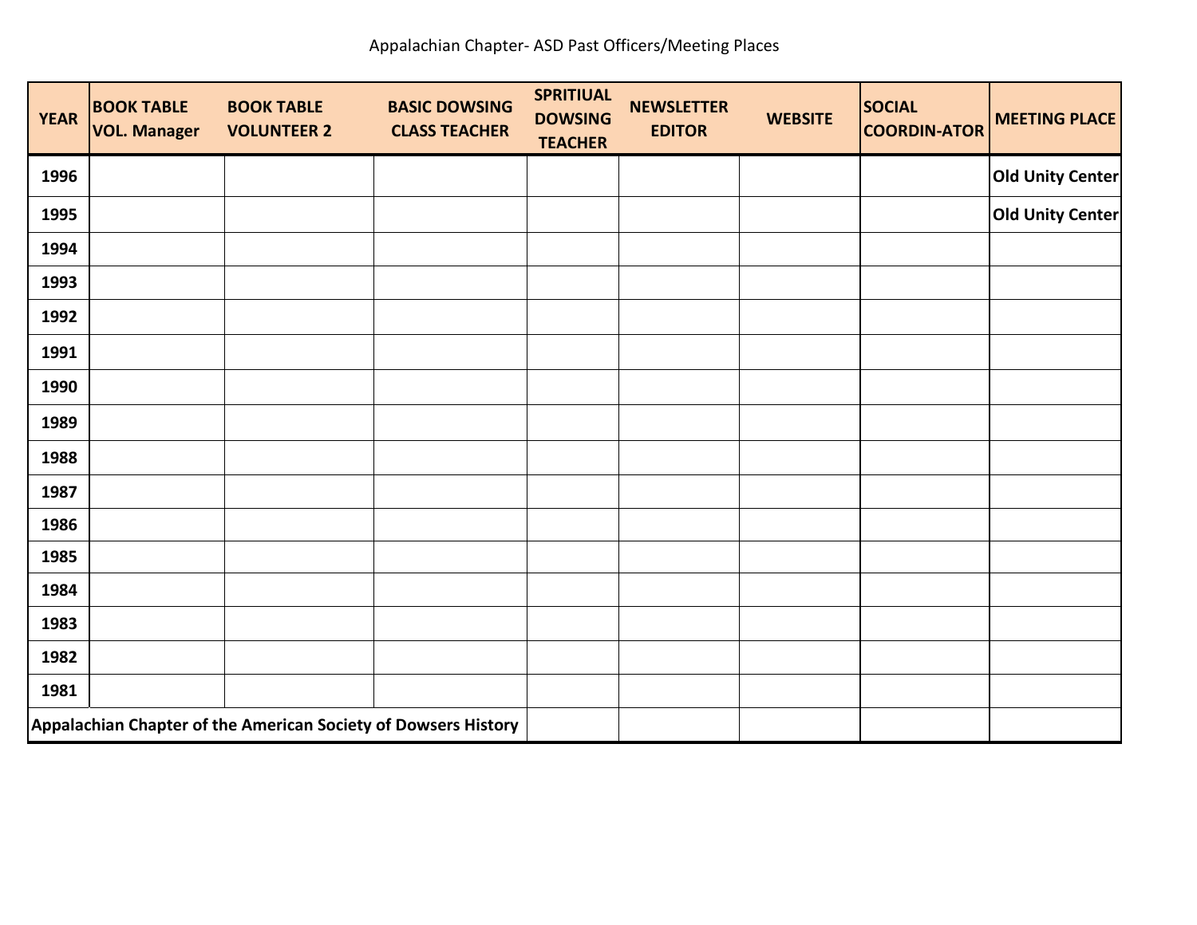Appalachian Chapter- ASD Past Officers/Meeting Places

| YEAR | BOOK TABLE VOL. Manager | BOOK TABLE VOLUNTEER 2 | BASIC DOWSING CLASS TEACHER | SPRITIUAL DOWSING TEACHER | NEWSLETTER EDITOR | WEBSITE | SOCIAL COORDIN-ATOR | MEETING PLACE |
|---|---|---|---|---|---|---|---|---|
| 1996 | | | | | | | | Old Unity Center |
| 1995 | | | | | | | | Old Unity Center |
| 1994 | | | | | | | | |
| 1993 | | | | | | | | |
| 1992 | | | | | | | | |
| 1991 | | | | | | | | |
| 1990 | | | | | | | | |
| 1989 | | | | | | | | |
| 1988 | | | | | | | | |
| 1987 | | | | | | | | |
| 1986 | | | | | | | | |
| 1985 | | | | | | | | |
| 1984 | | | | | | | | |
| 1983 | | | | | | | | |
| 1982 | | | | | | | | |
| 1981 | | | | | | | | |
| Appalachian Chapter of the American Society of Dowsers History | | | | | | | | |